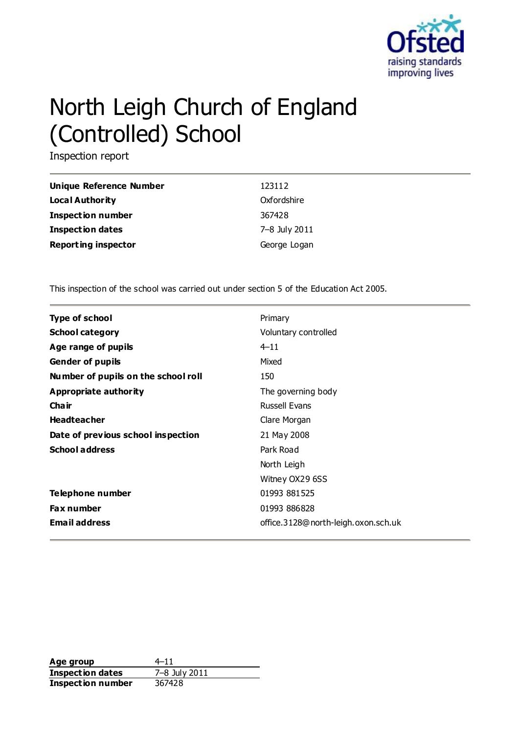# North Leigh Church of England (Controlled) School

Inspection report

| | |
|---|---|
| **Unique Reference Number** | 123112 |
| **Local Authority** | Oxfordshire |
| **Inspection number** | 367428 |
| **Inspection dates** | 7–8 July 2011 |
| **Reporting inspector** | George Logan |

This inspection of the school was carried out under section 5 of the Education Act 2005.

| | |
|---|---|
| **Type of school** | Primary |
| **School category** | Voluntary controlled |
| **Age range of pupils** | 4–11 |
| **Gender of pupils** | Mixed |
| **Number of pupils on the school roll** | 150 |
| **Appropriate authority** | The governing body |
| **Chair** | Russell Evans |
| **Headteacher** | Clare Morgan |
| **Date of previous school inspection** | 21 May 2008 |
| **School address** | Park Road<br>North Leigh<br>Witney OX29 6SS |
| **Telephone number** | 01993 881525 |
| **Fax number** | 01993 886828 |
| **Email address** | office.3128@north-leigh.oxon.sch.uk |

| | |
|---|---|
| **Age group** | 4–11 |
| **Inspection dates** | 7–8 July 2011 |
| **Inspection number** | 367428 |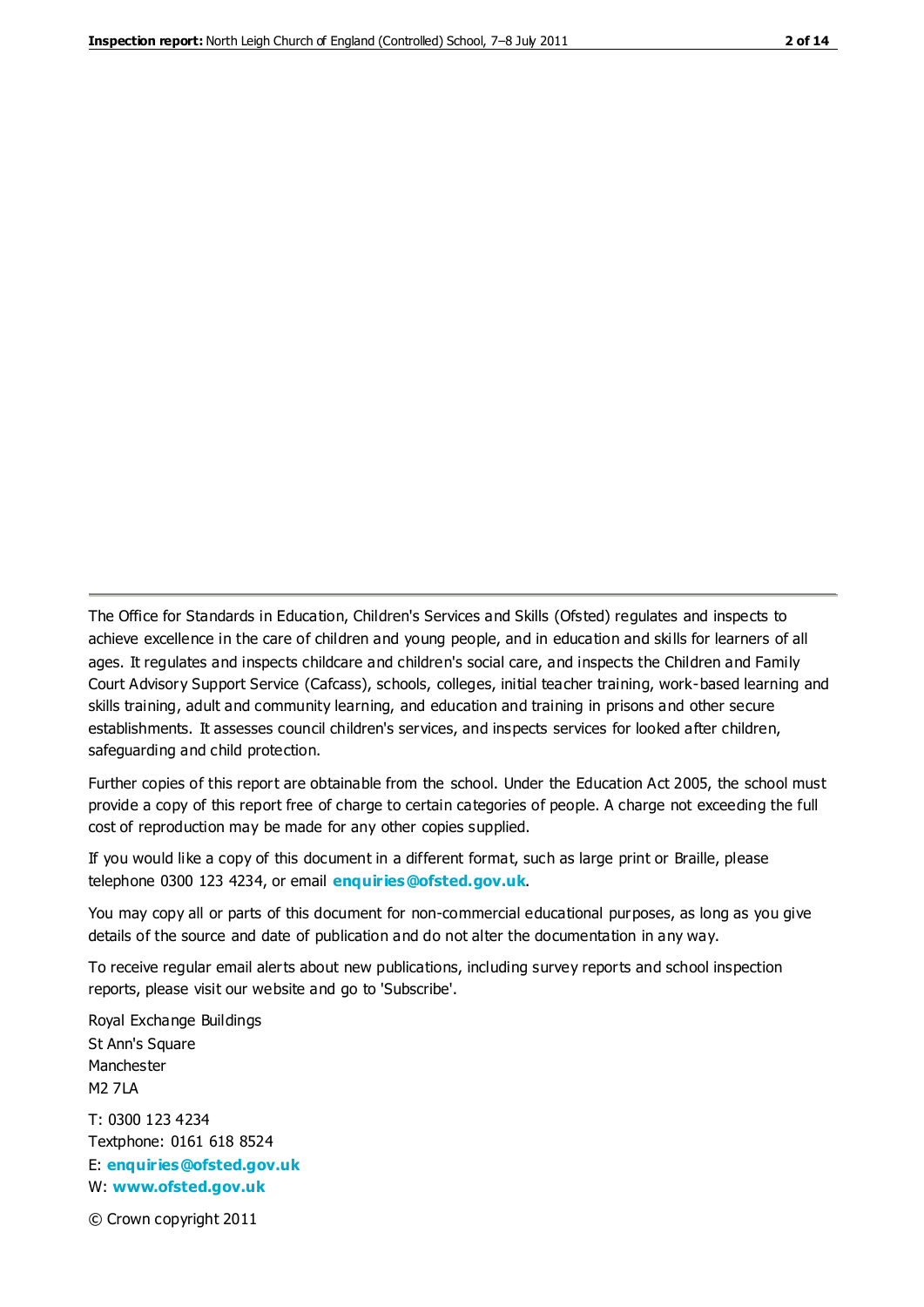The Office for Standards in Education, Children's Services and Skills (Ofsted) regulates and inspects to achieve excellence in the care of children and young people, and in education and skills for learners of all ages. It regulates and inspects childcare and children's social care, and inspects the Children and Family Court Advisory Support Service (Cafcass), schools, colleges, initial teacher training, work-based learning and skills training, adult and community learning, and education and training in prisons and other secure establishments. It assesses council children's services, and inspects services for looked after children, safeguarding and child protection.

Further copies of this report are obtainable from the school. Under the Education Act 2005, the school must provide a copy of this report free of charge to certain categories of people. A charge not exceeding the full cost of reproduction may be made for any other copies supplied.

If you would like a copy of this document in a different format, such as large print or Braille, please telephone 0300 123 4234, or email **enquiries@ofsted.gov.uk**.

You may copy all or parts of this document for non-commercial educational purposes, as long as you give details of the source and date of publication and do not alter the documentation in any way.

To receive regular email alerts about new publications, including survey reports and school inspection reports, please visit our website and go to 'Subscribe'.

Royal Exchange Buildings
St Ann's Square
Manchester
M2 7LA

T: 0300 123 4234
Textphone: 0161 618 8524
E: **enquiries@ofsted.gov.uk**
W: **www.ofsted.gov.uk**

© Crown copyright 2011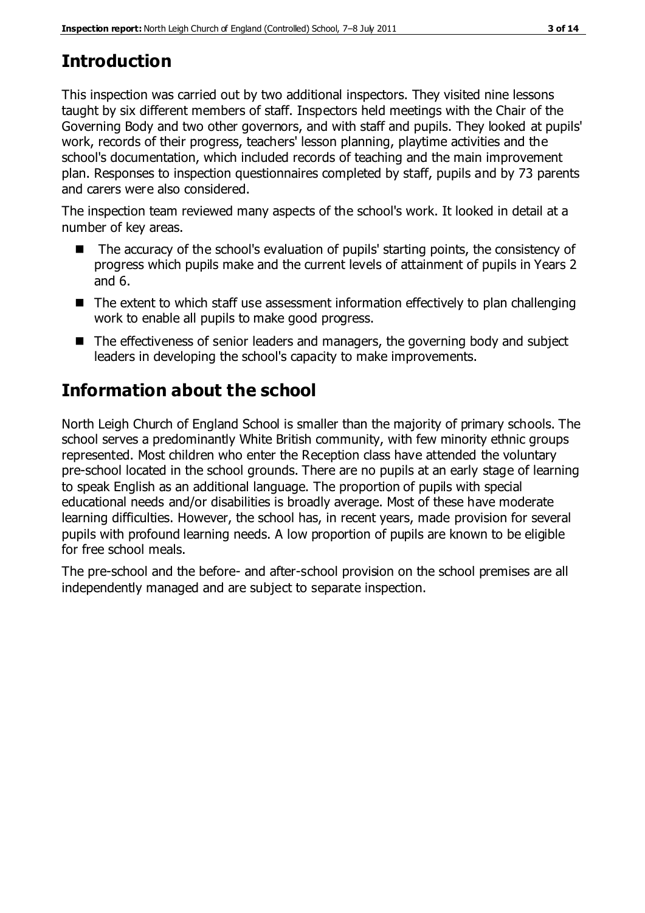## Introduction

This inspection was carried out by two additional inspectors. They visited nine lessons taught by six different members of staff. Inspectors held meetings with the Chair of the Governing Body and two other governors, and with staff and pupils. They looked at pupils' work, records of their progress, teachers' lesson planning, playtime activities and the school's documentation, which included records of teaching and the main improvement plan. Responses to inspection questionnaires completed by staff, pupils and by 73 parents and carers were also considered.

The inspection team reviewed many aspects of the school's work. It looked in detail at a number of key areas.

- The accuracy of the school's evaluation of pupils' starting points, the consistency of progress which pupils make and the current levels of attainment of pupils in Years 2 and 6.
- The extent to which staff use assessment information effectively to plan challenging work to enable all pupils to make good progress.
- The effectiveness of senior leaders and managers, the governing body and subject leaders in developing the school's capacity to make improvements.

## Information about the school

North Leigh Church of England School is smaller than the majority of primary schools. The school serves a predominantly White British community, with few minority ethnic groups represented. Most children who enter the Reception class have attended the voluntary pre-school located in the school grounds. There are no pupils at an early stage of learning to speak English as an additional language. The proportion of pupils with special educational needs and/or disabilities is broadly average. Most of these have moderate learning difficulties. However, the school has, in recent years, made provision for several pupils with profound learning needs. A low proportion of pupils are known to be eligible for free school meals.

The pre-school and the before- and after-school provision on the school premises are all independently managed and are subject to separate inspection.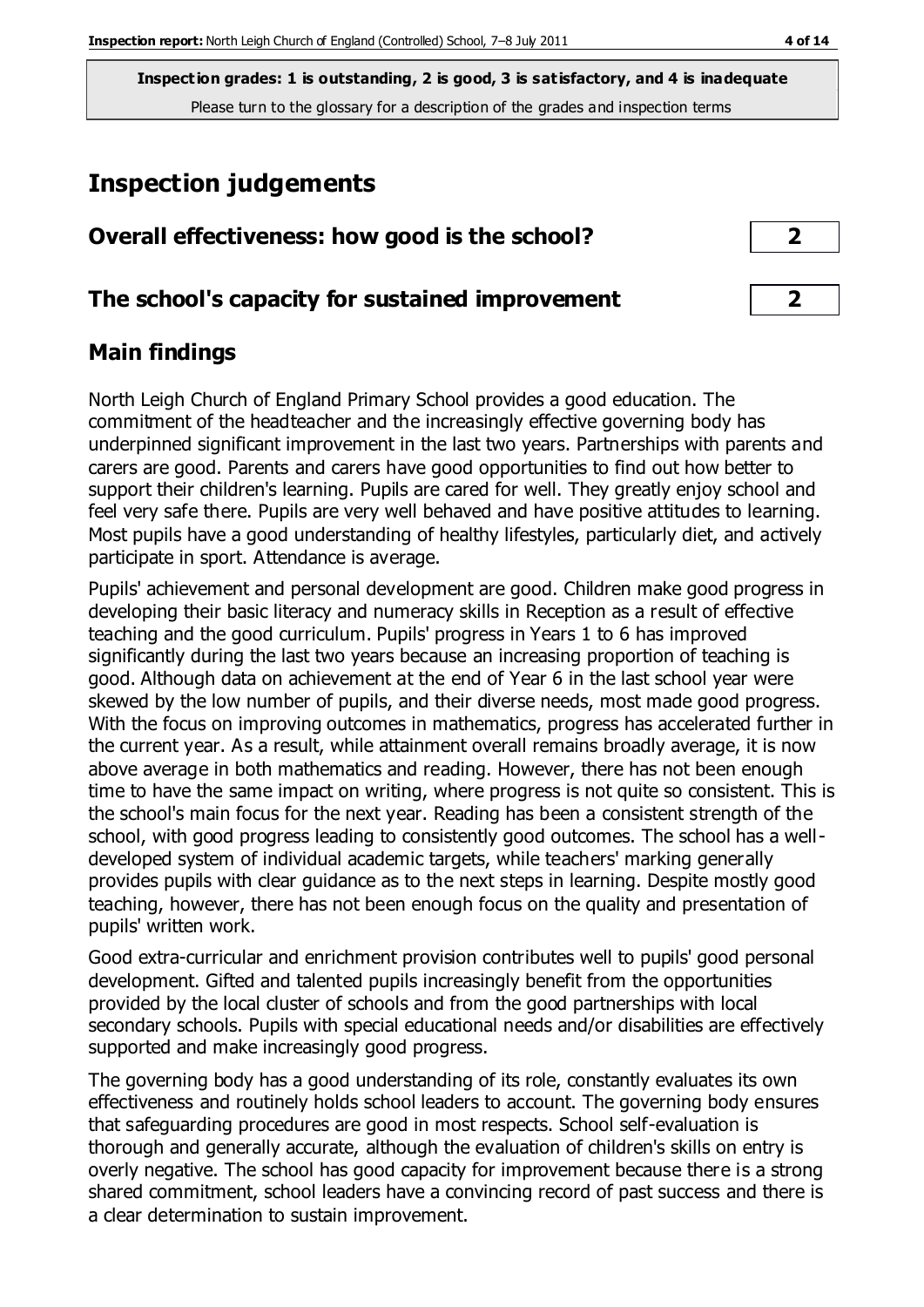**Inspection grades: 1 is outstanding, 2 is good, 3 is satisfactory, and 4 is inadequate**
Please turn to the glossary for a description of the grades and inspection terms

# Inspection judgements

| | |
|---|---|
| **Overall effectiveness: how good is the school?** | **2** |
| **The school's capacity for sustained improvement** | **2** |

## Main findings

North Leigh Church of England Primary School provides a good education. The commitment of the headteacher and the increasingly effective governing body has underpinned significant improvement in the last two years. Partnerships with parents and carers are good. Parents and carers have good opportunities to find out how better to support their children's learning. Pupils are cared for well. They greatly enjoy school and feel very safe there. Pupils are very well behaved and have positive attitudes to learning. Most pupils have a good understanding of healthy lifestyles, particularly diet, and actively participate in sport. Attendance is average.

Pupils' achievement and personal development are good. Children make good progress in developing their basic literacy and numeracy skills in Reception as a result of effective teaching and the good curriculum. Pupils' progress in Years 1 to 6 has improved significantly during the last two years because an increasing proportion of teaching is good. Although data on achievement at the end of Year 6 in the last school year were skewed by the low number of pupils, and their diverse needs, most made good progress. With the focus on improving outcomes in mathematics, progress has accelerated further in the current year. As a result, while attainment overall remains broadly average, it is now above average in both mathematics and reading. However, there has not been enough time to have the same impact on writing, where progress is not quite so consistent. This is the school's main focus for the next year. Reading has been a consistent strength of the school, with good progress leading to consistently good outcomes. The school has a well-developed system of individual academic targets, while teachers' marking generally provides pupils with clear guidance as to the next steps in learning. Despite mostly good teaching, however, there has not been enough focus on the quality and presentation of pupils' written work.

Good extra-curricular and enrichment provision contributes well to pupils' good personal development. Gifted and talented pupils increasingly benefit from the opportunities provided by the local cluster of schools and from the good partnerships with local secondary schools. Pupils with special educational needs and/or disabilities are effectively supported and make increasingly good progress.

The governing body has a good understanding of its role, constantly evaluates its own effectiveness and routinely holds school leaders to account. The governing body ensures that safeguarding procedures are good in most respects. School self-evaluation is thorough and generally accurate, although the evaluation of children's skills on entry is overly negative. The school has good capacity for improvement because there is a strong shared commitment, school leaders have a convincing record of past success and there is a clear determination to sustain improvement.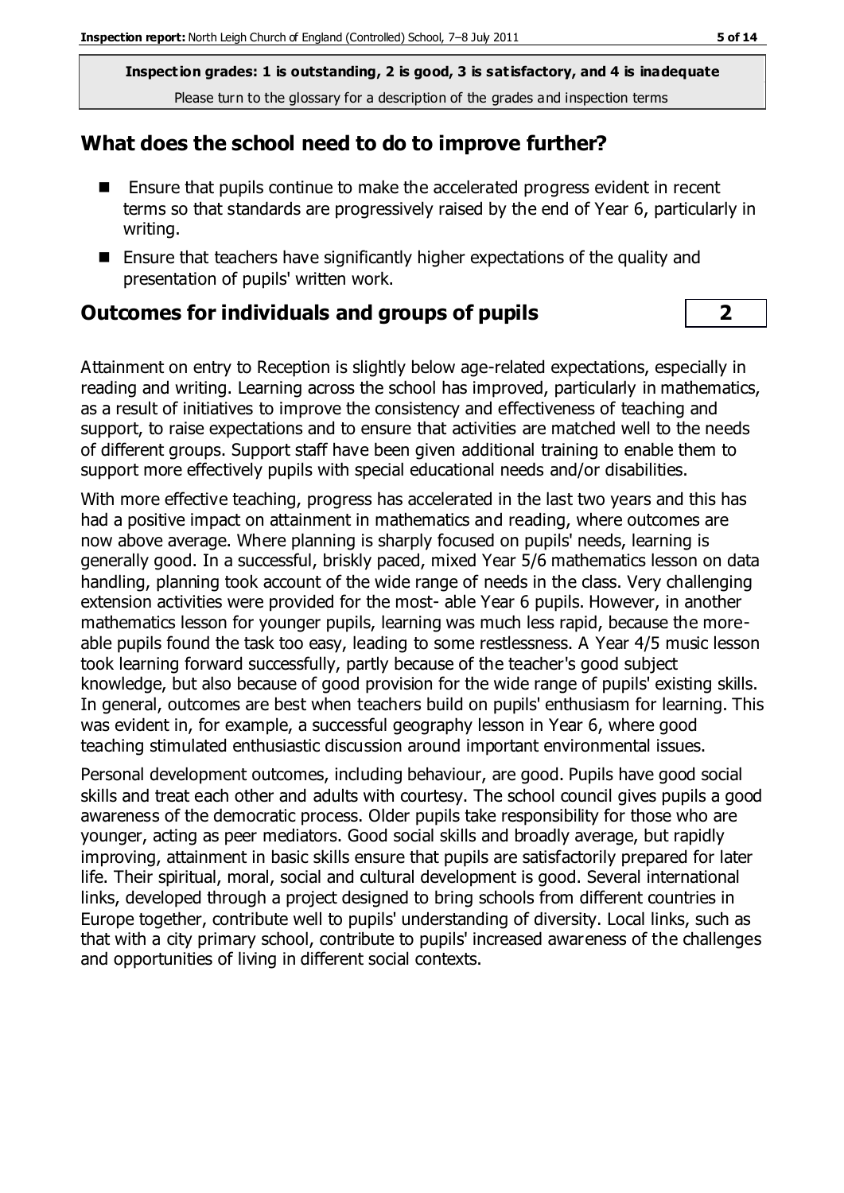**Inspection grades: 1 is outstanding, 2 is good, 3 is satisfactory, and 4 is inadequate**
Please turn to the glossary for a description of the grades and inspection terms

## What does the school need to do to improve further?

- Ensure that pupils continue to make the accelerated progress evident in recent terms so that standards are progressively raised by the end of Year 6, particularly in writing.
- Ensure that teachers have significantly higher expectations of the quality and presentation of pupils' written work.

## Outcomes for individuals and groups of pupils — 2

Attainment on entry to Reception is slightly below age-related expectations, especially in reading and writing. Learning across the school has improved, particularly in mathematics, as a result of initiatives to improve the consistency and effectiveness of teaching and support, to raise expectations and to ensure that activities are matched well to the needs of different groups. Support staff have been given additional training to enable them to support more effectively pupils with special educational needs and/or disabilities.

With more effective teaching, progress has accelerated in the last two years and this has had a positive impact on attainment in mathematics and reading, where outcomes are now above average. Where planning is sharply focused on pupils' needs, learning is generally good. In a successful, briskly paced, mixed Year 5/6 mathematics lesson on data handling, planning took account of the wide range of needs in the class. Very challenging extension activities were provided for the most- able Year 6 pupils. However, in another mathematics lesson for younger pupils, learning was much less rapid, because the more-able pupils found the task too easy, leading to some restlessness. A Year 4/5 music lesson took learning forward successfully, partly because of the teacher's good subject knowledge, but also because of good provision for the wide range of pupils' existing skills. In general, outcomes are best when teachers build on pupils' enthusiasm for learning. This was evident in, for example, a successful geography lesson in Year 6, where good teaching stimulated enthusiastic discussion around important environmental issues.

Personal development outcomes, including behaviour, are good. Pupils have good social skills and treat each other and adults with courtesy. The school council gives pupils a good awareness of the democratic process. Older pupils take responsibility for those who are younger, acting as peer mediators. Good social skills and broadly average, but rapidly improving, attainment in basic skills ensure that pupils are satisfactorily prepared for later life. Their spiritual, moral, social and cultural development is good. Several international links, developed through a project designed to bring schools from different countries in Europe together, contribute well to pupils' understanding of diversity. Local links, such as that with a city primary school, contribute to pupils' increased awareness of the challenges and opportunities of living in different social contexts.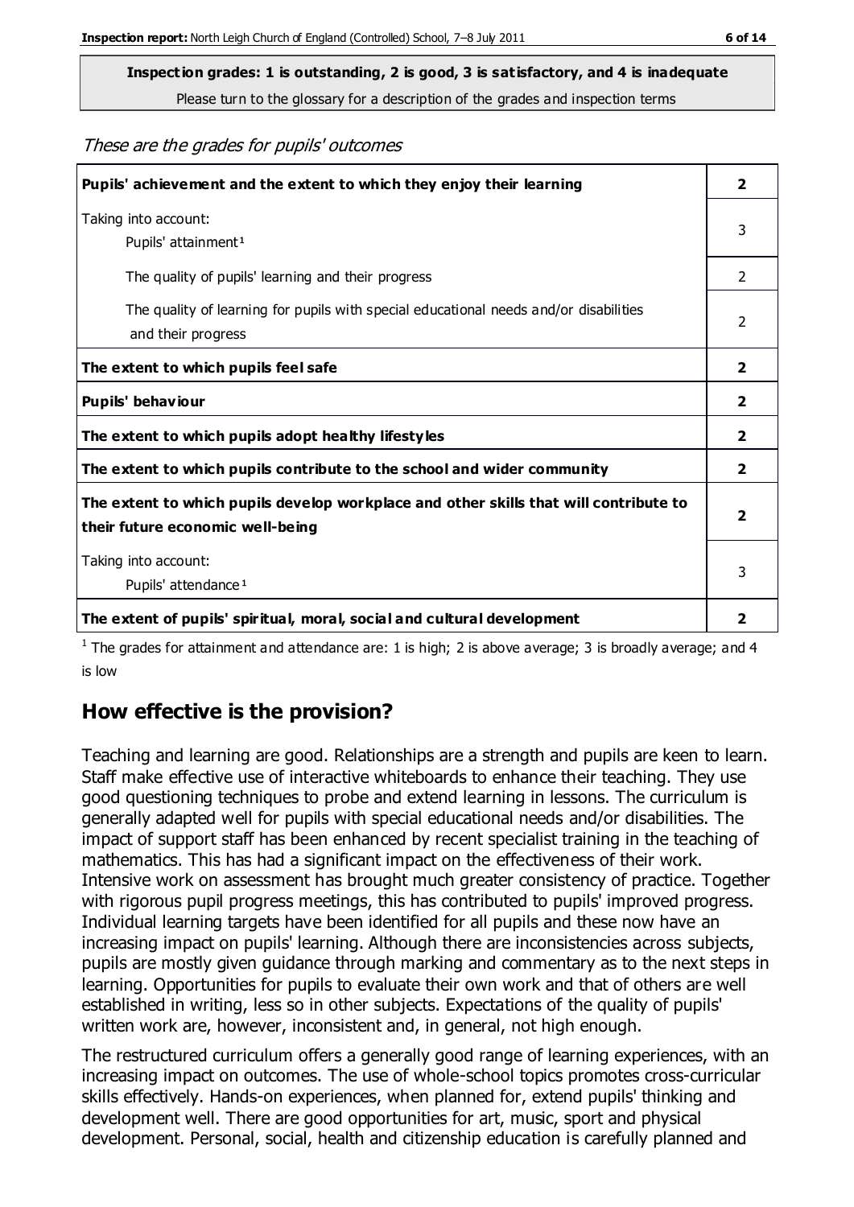**Inspection grades: 1 is outstanding, 2 is good, 3 is satisfactory, and 4 is inadequate**

Please turn to the glossary for a description of the grades and inspection terms

*These are the grades for pupils' outcomes*

| | |
|---|---|
| **Pupils' achievement and the extent to which they enjoy their learning** | **2** |
| Taking into account: Pupils' attainment[1] | 3 |
| The quality of pupils' learning and their progress | 2 |
| The quality of learning for pupils with special educational needs and/or disabilities and their progress | 2 |
| **The extent to which pupils feel safe** | **2** |
| **Pupils' behaviour** | **2** |
| **The extent to which pupils adopt healthy lifestyles** | **2** |
| **The extent to which pupils contribute to the school and wider community** | **2** |
| **The extent to which pupils develop workplace and other skills that will contribute to their future economic well-being** | **2** |
| Taking into account: Pupils' attendance[1] | 3 |
| **The extent of pupils' spiritual, moral, social and cultural development** | **2** |

[1] The grades for attainment and attendance are: 1 is high; 2 is above average; 3 is broadly average; and 4 is low

## How effective is the provision?

Teaching and learning are good. Relationships are a strength and pupils are keen to learn. Staff make effective use of interactive whiteboards to enhance their teaching. They use good questioning techniques to probe and extend learning in lessons. The curriculum is generally adapted well for pupils with special educational needs and/or disabilities. The impact of support staff has been enhanced by recent specialist training in the teaching of mathematics. This has had a significant impact on the effectiveness of their work. Intensive work on assessment has brought much greater consistency of practice. Together with rigorous pupil progress meetings, this has contributed to pupils' improved progress. Individual learning targets have been identified for all pupils and these now have an increasing impact on pupils' learning. Although there are inconsistencies across subjects, pupils are mostly given guidance through marking and commentary as to the next steps in learning. Opportunities for pupils to evaluate their own work and that of others are well established in writing, less so in other subjects. Expectations of the quality of pupils' written work are, however, inconsistent and, in general, not high enough.

The restructured curriculum offers a generally good range of learning experiences, with an increasing impact on outcomes. The use of whole-school topics promotes cross-curricular skills effectively. Hands-on experiences, when planned for, extend pupils' thinking and development well. There are good opportunities for art, music, sport and physical development. Personal, social, health and citizenship education is carefully planned and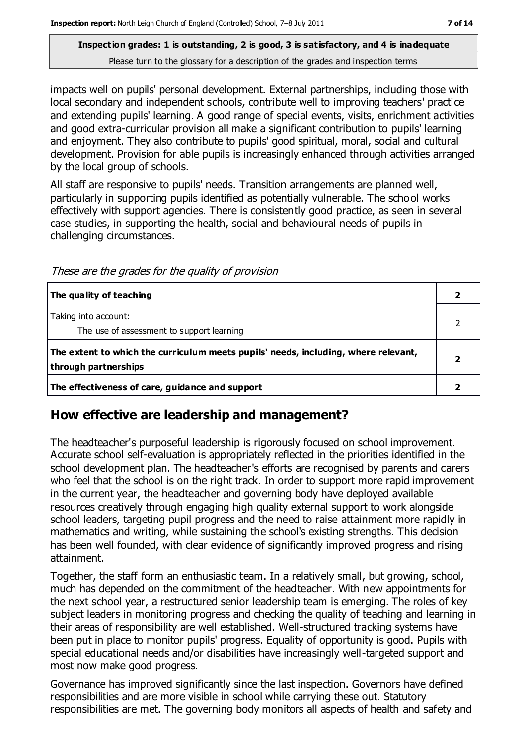impacts well on pupils' personal development. External partnerships, including those with local secondary and independent schools, contribute well to improving teachers' practice and extending pupils' learning. A good range of special events, visits, enrichment activities and good extra-curricular provision all make a significant contribution to pupils' learning and enjoyment. They also contribute to pupils' good spiritual, moral, social and cultural development. Provision for able pupils is increasingly enhanced through activities arranged by the local group of schools.

All staff are responsive to pupils' needs. Transition arrangements are planned well, particularly in supporting pupils identified as potentially vulnerable. The school works effectively with support agencies. There is consistently good practice, as seen in several case studies, in supporting the health, social and behavioural needs of pupils in challenging circumstances.

*These are the grades for the quality of provision*

| | |
|---|---|
| **The quality of teaching** | **2** |
| Taking into account: The use of assessment to support learning | 2 |
| **The extent to which the curriculum meets pupils' needs, including, where relevant, through partnerships** | **2** |
| **The effectiveness of care, guidance and support** | **2** |

## How effective are leadership and management?

The headteacher's purposeful leadership is rigorously focused on school improvement. Accurate school self-evaluation is appropriately reflected in the priorities identified in the school development plan. The headteacher's efforts are recognised by parents and carers who feel that the school is on the right track. In order to support more rapid improvement in the current year, the headteacher and governing body have deployed available resources creatively through engaging high quality external support to work alongside school leaders, targeting pupil progress and the need to raise attainment more rapidly in mathematics and writing, while sustaining the school's existing strengths. This decision has been well founded, with clear evidence of significantly improved progress and rising attainment.

Together, the staff form an enthusiastic team. In a relatively small, but growing, school, much has depended on the commitment of the headteacher. With new appointments for the next school year, a restructured senior leadership team is emerging. The roles of key subject leaders in monitoring progress and checking the quality of teaching and learning in their areas of responsibility are well established. Well-structured tracking systems have been put in place to monitor pupils' progress. Equality of opportunity is good. Pupils with special educational needs and/or disabilities have increasingly well-targeted support and most now make good progress.

Governance has improved significantly since the last inspection. Governors have defined responsibilities and are more visible in school while carrying these out. Statutory responsibilities are met. The governing body monitors all aspects of health and safety and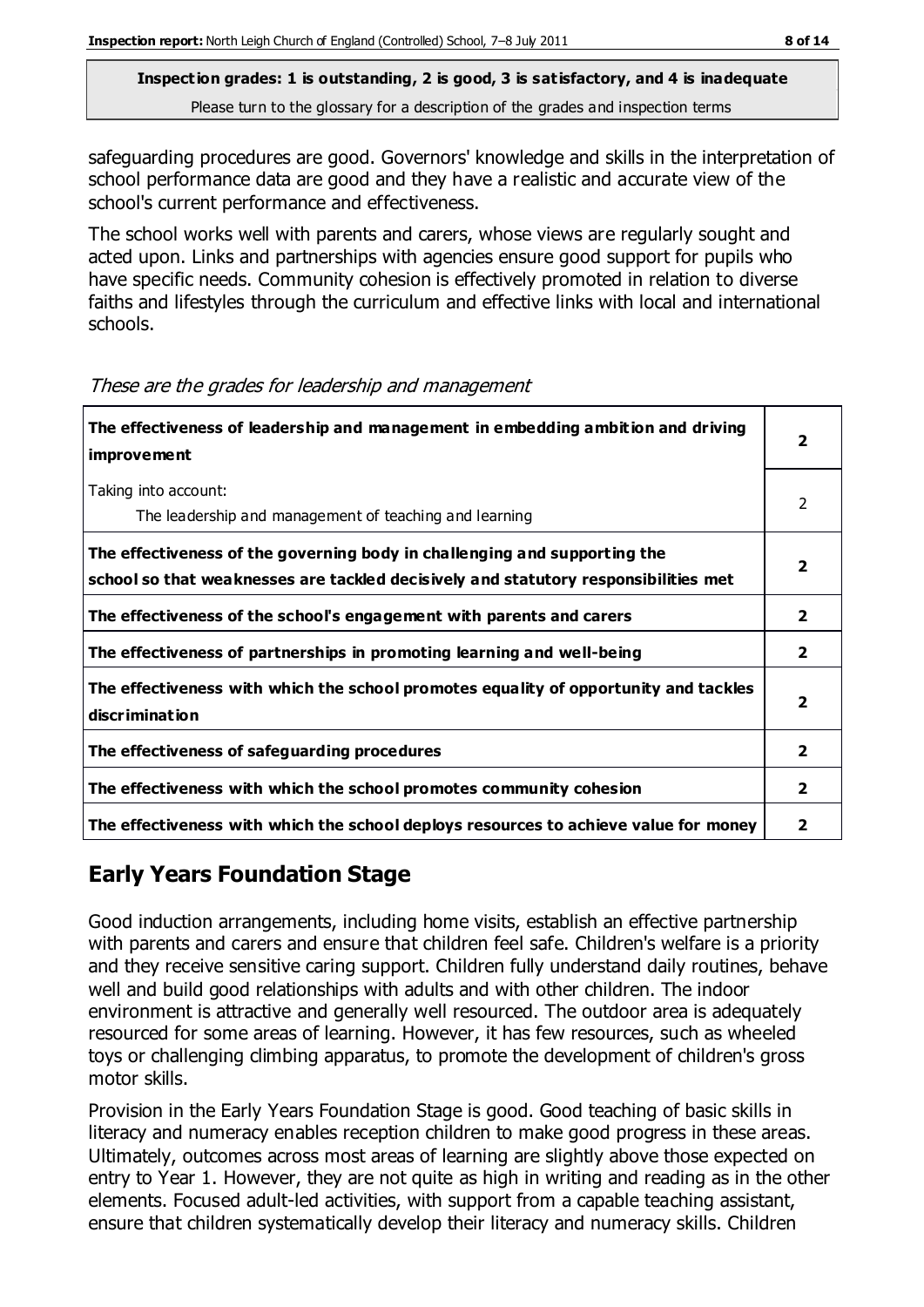**Inspection grades: 1 is outstanding, 2 is good, 3 is satisfactory, and 4 is inadequate**
Please turn to the glossary for a description of the grades and inspection terms

safeguarding procedures are good. Governors' knowledge and skills in the interpretation of school performance data are good and they have a realistic and accurate view of the school's current performance and effectiveness.

The school works well with parents and carers, whose views are regularly sought and acted upon. Links and partnerships with agencies ensure good support for pupils who have specific needs. Community cohesion is effectively promoted in relation to diverse faiths and lifestyles through the curriculum and effective links with local and international schools.

*These are the grades for leadership and management*

| | |
|---|---|
| **The effectiveness of leadership and management in embedding ambition and driving improvement** | **2** |
| Taking into account:<br>The leadership and management of teaching and learning | 2 |
| **The effectiveness of the governing body in challenging and supporting the school so that weaknesses are tackled decisively and statutory responsibilities met** | **2** |
| **The effectiveness of the school's engagement with parents and carers** | **2** |
| **The effectiveness of partnerships in promoting learning and well-being** | **2** |
| **The effectiveness with which the school promotes equality of opportunity and tackles discrimination** | **2** |
| **The effectiveness of safeguarding procedures** | **2** |
| **The effectiveness with which the school promotes community cohesion** | **2** |
| **The effectiveness with which the school deploys resources to achieve value for money** | **2** |

## Early Years Foundation Stage

Good induction arrangements, including home visits, establish an effective partnership with parents and carers and ensure that children feel safe. Children's welfare is a priority and they receive sensitive caring support. Children fully understand daily routines, behave well and build good relationships with adults and with other children. The indoor environment is attractive and generally well resourced. The outdoor area is adequately resourced for some areas of learning. However, it has few resources, such as wheeled toys or challenging climbing apparatus, to promote the development of children's gross motor skills.

Provision in the Early Years Foundation Stage is good. Good teaching of basic skills in literacy and numeracy enables reception children to make good progress in these areas. Ultimately, outcomes across most areas of learning are slightly above those expected on entry to Year 1. However, they are not quite as high in writing and reading as in the other elements. Focused adult-led activities, with support from a capable teaching assistant, ensure that children systematically develop their literacy and numeracy skills. Children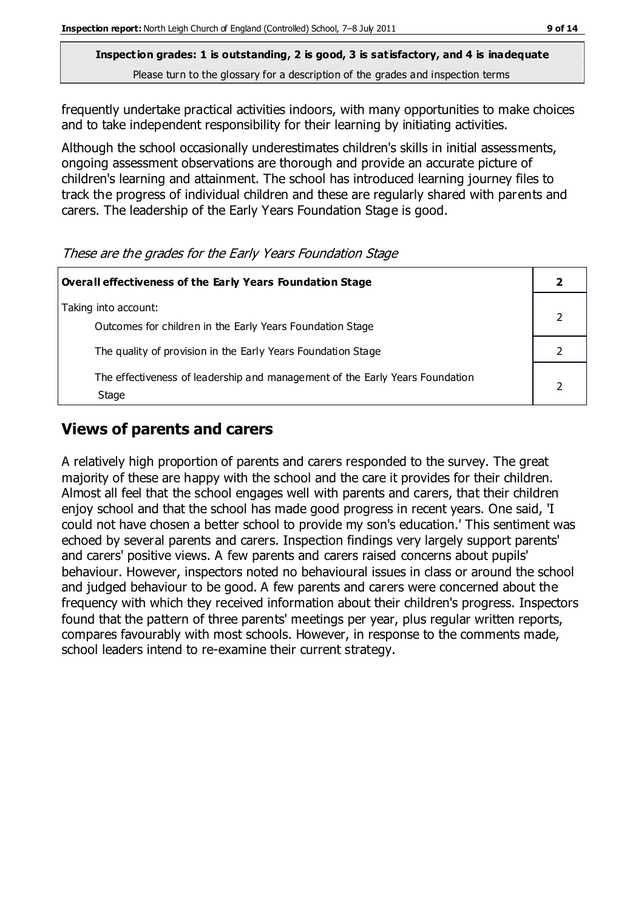**Inspection grades: 1 is outstanding, 2 is good, 3 is satisfactory, and 4 is inadequate**
Please turn to the glossary for a description of the grades and inspection terms

frequently undertake practical activities indoors, with many opportunities to make choices and to take independent responsibility for their learning by initiating activities.

Although the school occasionally underestimates children's skills in initial assessments, ongoing assessment observations are thorough and provide an accurate picture of children's learning and attainment. The school has introduced learning journey files to track the progress of individual children and these are regularly shared with parents and carers. The leadership of the Early Years Foundation Stage is good.

*These are the grades for the Early Years Foundation Stage*

| **Overall effectiveness of the Early Years Foundation Stage** | **2** |
|---|---|
| Taking into account:<br>Outcomes for children in the Early Years Foundation Stage | 2 |
| The quality of provision in the Early Years Foundation Stage | 2 |
| The effectiveness of leadership and management of the Early Years Foundation Stage | 2 |

## Views of parents and carers

A relatively high proportion of parents and carers responded to the survey. The great majority of these are happy with the school and the care it provides for their children. Almost all feel that the school engages well with parents and carers, that their children enjoy school and that the school has made good progress in recent years. One said, 'I could not have chosen a better school to provide my son's education.' This sentiment was echoed by several parents and carers. Inspection findings very largely support parents' and carers' positive views. A few parents and carers raised concerns about pupils' behaviour. However, inspectors noted no behavioural issues in class or around the school and judged behaviour to be good. A few parents and carers were concerned about the frequency with which they received information about their children's progress. Inspectors found that the pattern of three parents' meetings per year, plus regular written reports, compares favourably with most schools. However, in response to the comments made, school leaders intend to re-examine their current strategy.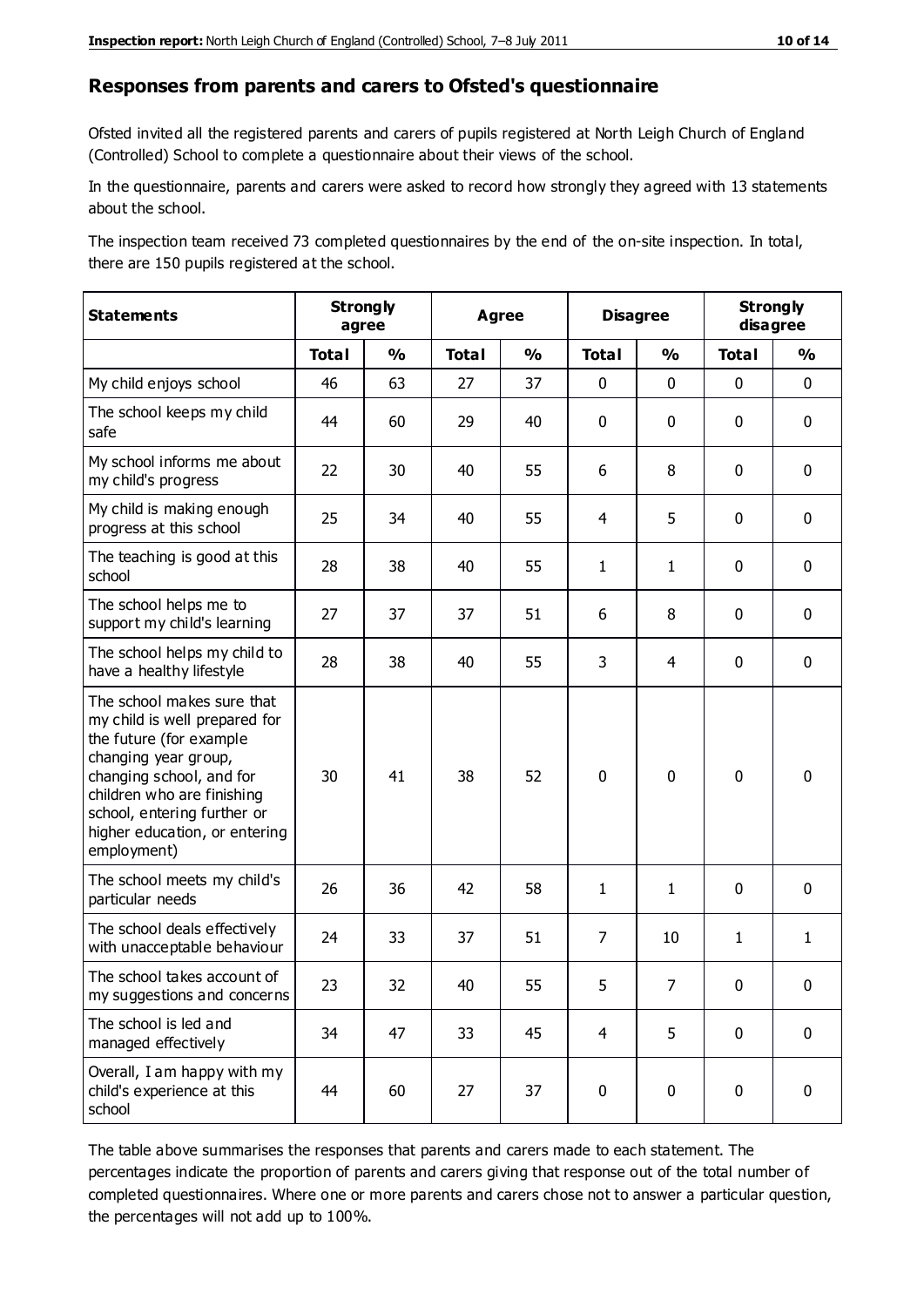## Responses from parents and carers to Ofsted's questionnaire

Ofsted invited all the registered parents and carers of pupils registered at North Leigh Church of England (Controlled) School to complete a questionnaire about their views of the school.

In the questionnaire, parents and carers were asked to record how strongly they agreed with 13 statements about the school.

The inspection team received 73 completed questionnaires by the end of the on-site inspection. In total, there are 150 pupils registered at the school.

| Statements | Strongly agree | | Agree | | Disagree | | Strongly disagree | |
|---|---|---|---|---|---|---|---|---|
| | Total | % | Total | % | Total | % | Total | % |
| My child enjoys school | 46 | 63 | 27 | 37 | 0 | 0 | 0 | 0 |
| The school keeps my child safe | 44 | 60 | 29 | 40 | 0 | 0 | 0 | 0 |
| My school informs me about my child's progress | 22 | 30 | 40 | 55 | 6 | 8 | 0 | 0 |
| My child is making enough progress at this school | 25 | 34 | 40 | 55 | 4 | 5 | 0 | 0 |
| The teaching is good at this school | 28 | 38 | 40 | 55 | 1 | 1 | 0 | 0 |
| The school helps me to support my child's learning | 27 | 37 | 37 | 51 | 6 | 8 | 0 | 0 |
| The school helps my child to have a healthy lifestyle | 28 | 38 | 40 | 55 | 3 | 4 | 0 | 0 |
| The school makes sure that my child is well prepared for the future (for example changing year group, changing school, and for children who are finishing school, entering further or higher education, or entering employment) | 30 | 41 | 38 | 52 | 0 | 0 | 0 | 0 |
| The school meets my child's particular needs | 26 | 36 | 42 | 58 | 1 | 1 | 0 | 0 |
| The school deals effectively with unacceptable behaviour | 24 | 33 | 37 | 51 | 7 | 10 | 1 | 1 |
| The school takes account of my suggestions and concerns | 23 | 32 | 40 | 55 | 5 | 7 | 0 | 0 |
| The school is led and managed effectively | 34 | 47 | 33 | 45 | 4 | 5 | 0 | 0 |
| Overall, I am happy with my child's experience at this school | 44 | 60 | 27 | 37 | 0 | 0 | 0 | 0 |

The table above summarises the responses that parents and carers made to each statement. The percentages indicate the proportion of parents and carers giving that response out of the total number of completed questionnaires. Where one or more parents and carers chose not to answer a particular question, the percentages will not add up to 100%.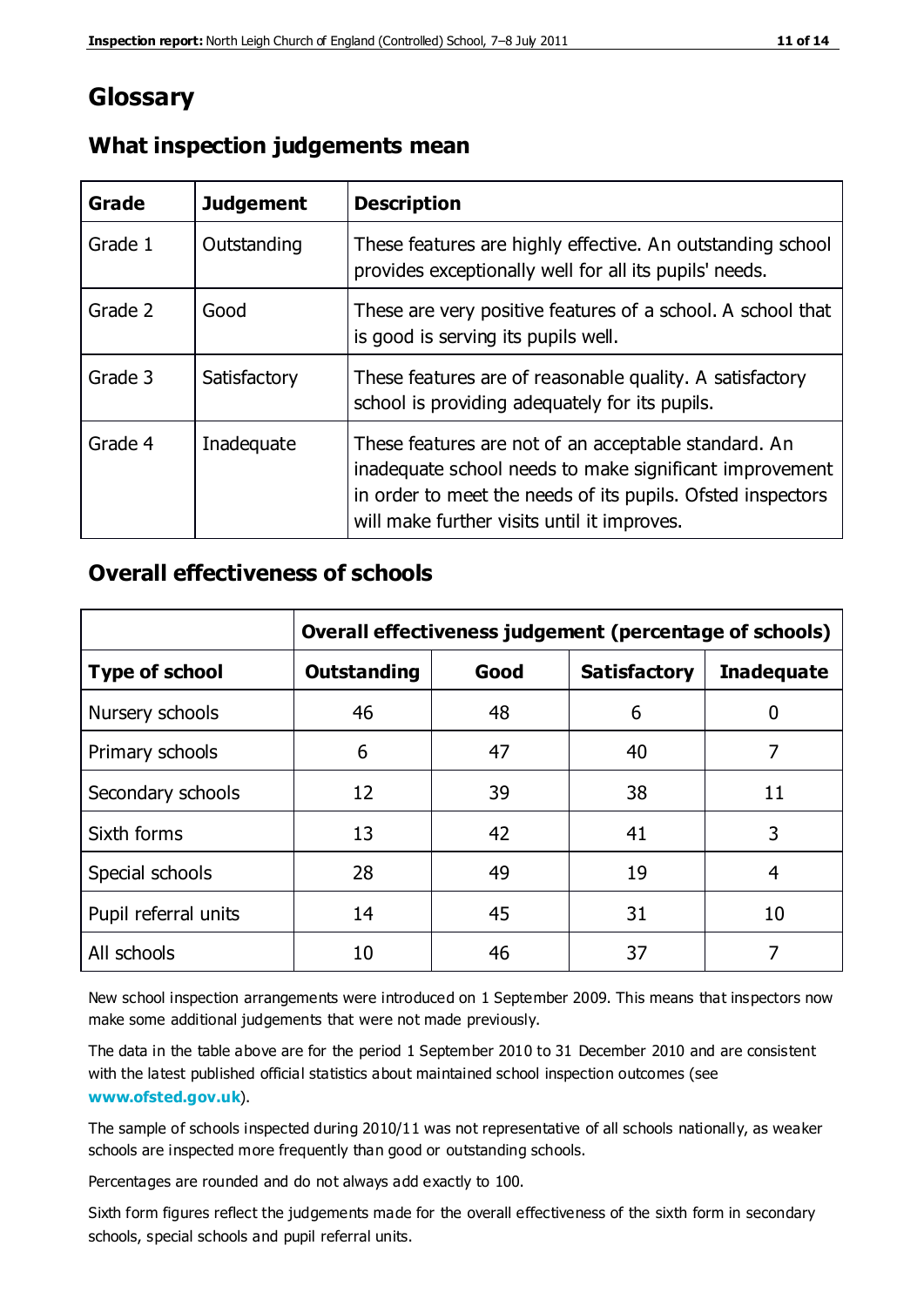# Glossary

## What inspection judgements mean

| Grade | Judgement | Description |
| --- | --- | --- |
| Grade 1 | Outstanding | These features are highly effective. An outstanding school provides exceptionally well for all its pupils' needs. |
| Grade 2 | Good | These are very positive features of a school. A school that is good is serving its pupils well. |
| Grade 3 | Satisfactory | These features are of reasonable quality. A satisfactory school is providing adequately for its pupils. |
| Grade 4 | Inadequate | These features are not of an acceptable standard. An inadequate school needs to make significant improvement in order to meet the needs of its pupils. Ofsted inspectors will make further visits until it improves. |

## Overall effectiveness of schools

| | Overall effectiveness judgement (percentage of schools) | | | |
| --- | --- | --- | --- | --- |
| **Type of school** | **Outstanding** | **Good** | **Satisfactory** | **Inadequate** |
| Nursery schools | 46 | 48 | 6 | 0 |
| Primary schools | 6 | 47 | 40 | 7 |
| Secondary schools | 12 | 39 | 38 | 11 |
| Sixth forms | 13 | 42 | 41 | 3 |
| Special schools | 28 | 49 | 19 | 4 |
| Pupil referral units | 14 | 45 | 31 | 10 |
| All schools | 10 | 46 | 37 | 7 |

New school inspection arrangements were introduced on 1 September 2009. This means that inspectors now make some additional judgements that were not made previously.

The data in the table above are for the period 1 September 2010 to 31 December 2010 and are consistent with the latest published official statistics about maintained school inspection outcomes (see **www.ofsted.gov.uk**).

The sample of schools inspected during 2010/11 was not representative of all schools nationally, as weaker schools are inspected more frequently than good or outstanding schools.

Percentages are rounded and do not always add exactly to 100.

Sixth form figures reflect the judgements made for the overall effectiveness of the sixth form in secondary schools, special schools and pupil referral units.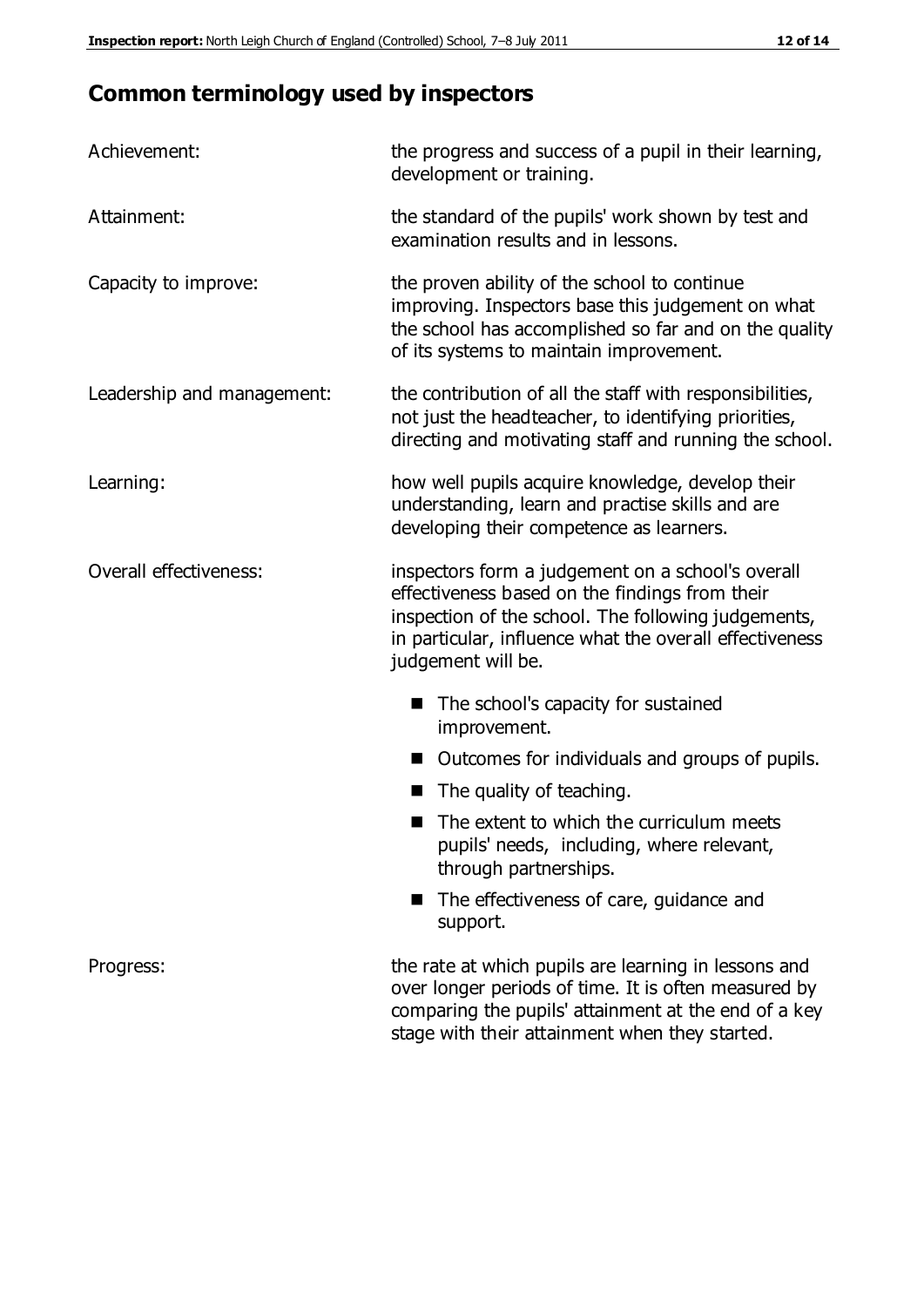## Common terminology used by inspectors

| | |
|---|---|
| Achievement: | the progress and success of a pupil in their learning, development or training. |
| Attainment: | the standard of the pupils' work shown by test and examination results and in lessons. |
| Capacity to improve: | the proven ability of the school to continue improving. Inspectors base this judgement on what the school has accomplished so far and on the quality of its systems to maintain improvement. |
| Leadership and management: | the contribution of all the staff with responsibilities, not just the headteacher, to identifying priorities, directing and motivating staff and running the school. |
| Learning: | how well pupils acquire knowledge, develop their understanding, learn and practise skills and are developing their competence as learners. |
| Overall effectiveness: | inspectors form a judgement on a school's overall effectiveness based on the findings from their inspection of the school. The following judgements, in particular, influence what the overall effectiveness judgement will be. <br>■ The school's capacity for sustained improvement.<br>■ Outcomes for individuals and groups of pupils.<br>■ The quality of teaching.<br>■ The extent to which the curriculum meets pupils' needs, including, where relevant, through partnerships.<br>■ The effectiveness of care, guidance and support. |
| Progress: | the rate at which pupils are learning in lessons and over longer periods of time. It is often measured by comparing the pupils' attainment at the end of a key stage with their attainment when they started. |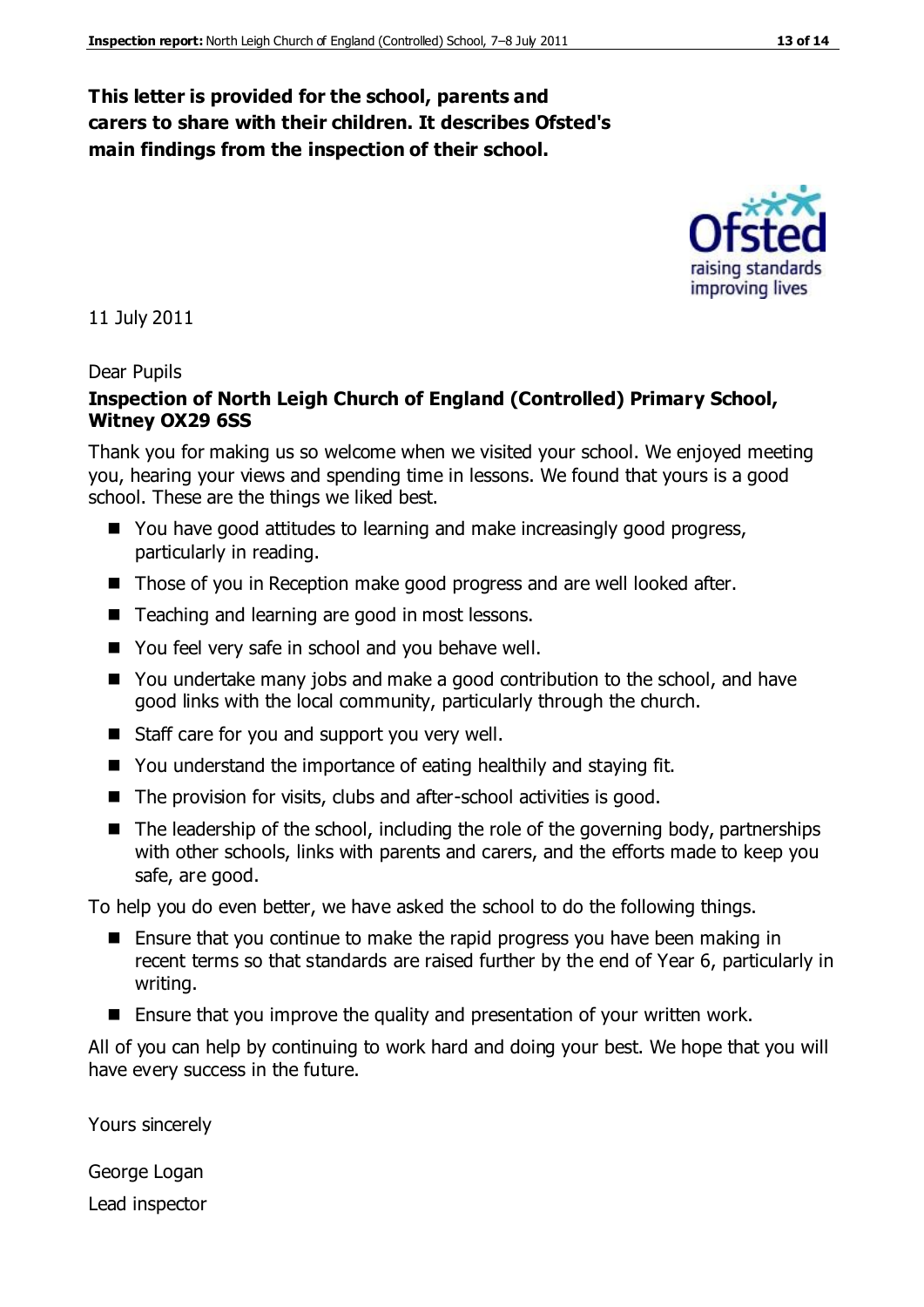**This letter is provided for the school, parents and carers to share with their children. It describes Ofsted's main findings from the inspection of their school.**

11 July 2011

Dear Pupils

**Inspection of North Leigh Church of England (Controlled) Primary School, Witney OX29 6SS**

Thank you for making us so welcome when we visited your school. We enjoyed meeting you, hearing your views and spending time in lessons. We found that yours is a good school. These are the things we liked best.

- You have good attitudes to learning and make increasingly good progress, particularly in reading.
- Those of you in Reception make good progress and are well looked after.
- Teaching and learning are good in most lessons.
- You feel very safe in school and you behave well.
- You undertake many jobs and make a good contribution to the school, and have good links with the local community, particularly through the church.
- Staff care for you and support you very well.
- You understand the importance of eating healthily and staying fit.
- The provision for visits, clubs and after-school activities is good.
- The leadership of the school, including the role of the governing body, partnerships with other schools, links with parents and carers, and the efforts made to keep you safe, are good.

To help you do even better, we have asked the school to do the following things.

- Ensure that you continue to make the rapid progress you have been making in recent terms so that standards are raised further by the end of Year 6, particularly in writing.
- Ensure that you improve the quality and presentation of your written work.

All of you can help by continuing to work hard and doing your best. We hope that you will have every success in the future.

Yours sincerely

George Logan

Lead inspector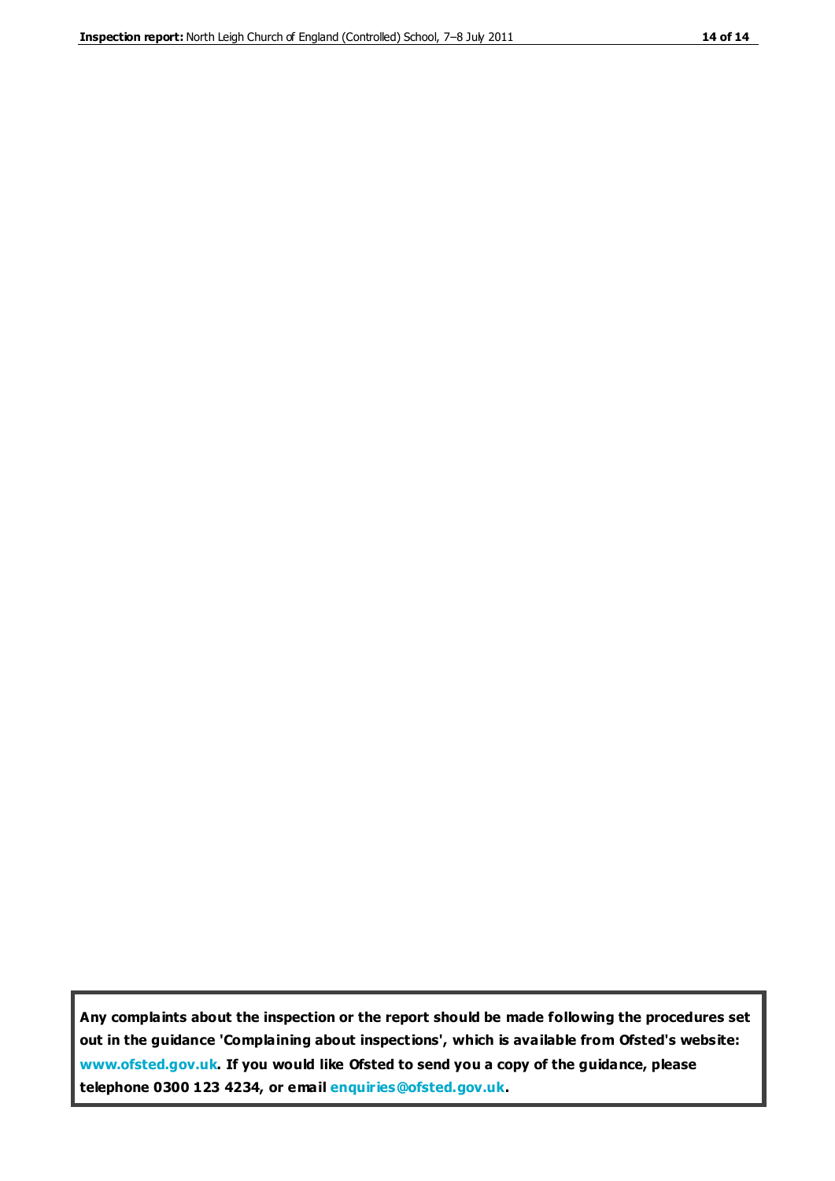**Any complaints about the inspection or the report should be made following the procedures set out in the guidance 'Complaining about inspections', which is available from Ofsted's website: www.ofsted.gov.uk. If you would like Ofsted to send you a copy of the guidance, please telephone 0300 123 4234, or email enquiries@ofsted.gov.uk.**